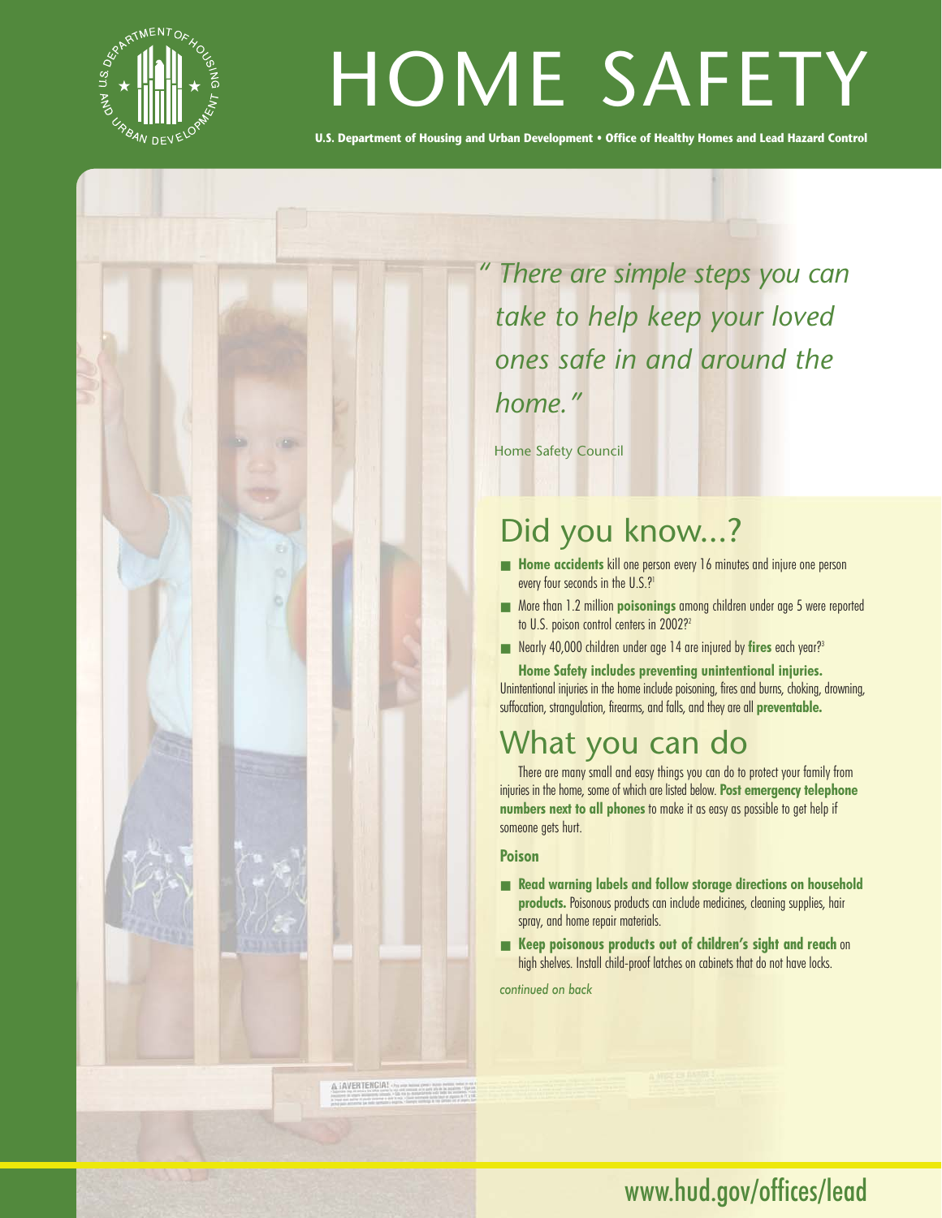# HOME SAFETY

**U.S. Department of Housing and Urban Development • Office of Healthy Homes and Lead Hazard Control**

*" There are simple steps you can take to help keep your loved ones safe in and around the home."*

Home Safety Council

## Did you know...?

- **Home accidents** kill one person every 16 minutes and injure one person every four seconds in the U.S.?[1]
- More than 1.2 million **poisonings** among children under age 5 were reported to U.S. poison control centers in 2002?[2]
- Nearly 40,000 children under age 14 are injured by **fires** each year?[3]

**Home Safety includes preventing unintentional injuries.** Unintentional injuries in the home include poisoning, fires and burns, choking, drowning, suffocation, strangulation, firearms, and falls, and they are all **preventable.**

## What you can do

There are many small and easy things you can do to protect your family from injuries in the home, some of which are listed below. **Post emergency telephone numbers next to all phones** to make it as easy as possible to get help if someone gets hurt.

### Poison

- **Read warning labels and follow storage directions on household products.** Poisonous products can include medicines, cleaning supplies, hair spray, and home repair materials.
- **Keep poisonous products out of children's sight and reach** on high shelves. Install child-proof latches on cabinets that do not have locks.

*continued on back*

www.hud.gov/offices/lead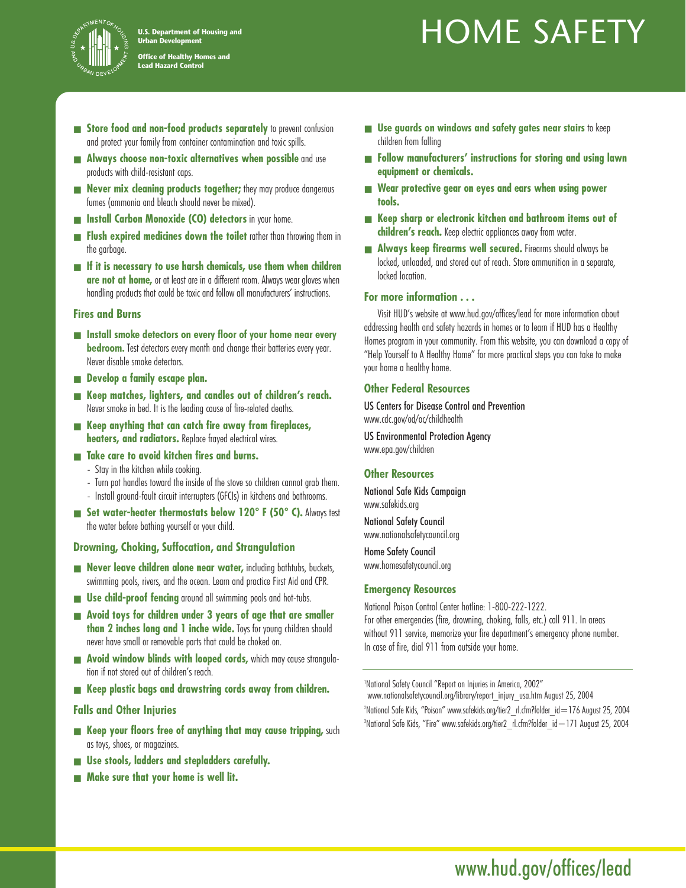U.S. Department of Housing and Urban Development

Office of Healthy Homes and Lead Hazard Control

# HOME SAFETY

- **Store food and non-food products separately** to prevent confusion and protect your family from container contamination and toxic spills.
- **Always choose non-toxic alternatives when possible** and use products with child-resistant caps.
- **Never mix cleaning products together;** they may produce dangerous fumes (ammonia and bleach should never be mixed).
- **Install Carbon Monoxide (CO) detectors** in your home.
- **Flush expired medicines down the toilet** rather than throwing them in the garbage.
- **If it is necessary to use harsh chemicals, use them when children are not at home,** or at least are in a different room. Always wear gloves when handling products that could be toxic and follow all manufacturers' instructions.

## Fires and Burns

- **Install smoke detectors on every floor of your home near every bedroom.** Test detectors every month and change their batteries every year. Never disable smoke detectors.
- **Develop a family escape plan.**
- **Keep matches, lighters, and candles out of children's reach.** Never smoke in bed. It is the leading cause of fire-related deaths.
- **Keep anything that can catch fire away from fireplaces, heaters, and radiators.** Replace frayed electrical wires.
- **Take care to avoid kitchen fires and burns.**
  - Stay in the kitchen while cooking.
  - Turn pot handles toward the inside of the stove so children cannot grab them.
  - Install ground-fault circuit interrupters (GFCIs) in kitchens and bathrooms.
- **Set water-heater thermostats below 120° F (50° C).** Always test the water before bathing yourself or your child.

## Drowning, Choking, Suffocation, and Strangulation

- **Never leave children alone near water,** including bathtubs, buckets, swimming pools, rivers, and the ocean. Learn and practice First Aid and CPR.
- **Use child-proof fencing** around all swimming pools and hot-tubs.
- **Avoid toys for children under 3 years of age that are smaller than 2 inches long and 1 inche wide.** Toys for young children should never have small or removable parts that could be choked on.
- **Avoid window blinds with looped cords,** which may cause strangulation if not stored out of children's reach.
- **Keep plastic bags and drawstring cords away from children.**

## Falls and Other Injuries

- **Keep your floors free of anything that may cause tripping,** such as toys, shoes, or magazines.
- **Use stools, ladders and stepladders carefully.**
- **Make sure that your home is well lit.**
- **Use guards on windows and safety gates near stairs** to keep children from falling
- **Follow manufacturers' instructions for storing and using lawn equipment or chemicals.**
- **Wear protective gear on eyes and ears when using power tools.**
- **Keep sharp or electronic kitchen and bathroom items out of children's reach.** Keep electric appliances away from water.
- **Always keep firearms well secured.** Firearms should always be locked, unloaded, and stored out of reach. Store ammunition in a separate, locked location.

## For more information . . .

Visit HUD's website at www.hud.gov/offices/lead for more information about addressing health and safety hazards in homes or to learn if HUD has a Healthy Homes program in your community. From this website, you can download a copy of "Help Yourself to A Healthy Home" for more practical steps you can take to make your home a healthy home.

## Other Federal Resources

US Centers for Disease Control and Prevention
www.cdc.gov/od/oc/childhealth

US Environmental Protection Agency
www.epa.gov/children

## Other Resources

National Safe Kids Campaign
www.safekids.org

National Safety Council
www.nationalsafetycouncil.org

Home Safety Council
www.homesafetycouncil.org

## Emergency Resources

National Poison Control Center hotline: 1-800-222-1222.
For other emergencies (fire, drowning, choking, falls, etc.) call 911. In areas without 911 service, memorize your fire department's emergency phone number. In case of fire, dial 911 from outside your home.

---

[1] National Safety Council "Report on Injuries in America, 2002" www.nationalsafetycouncil.org/library/report_injury_usa.htm August 25, 2004

[2] National Safe Kids, "Poison" www.safekids.org/tier2_rl.cfm?folder_id=176 August 25, 2004

[3] National Safe Kids, "Fire" www.safekids.org/tier2_rl.cfm?folder_id=171 August 25, 2004

www.hud.gov/offices/lead